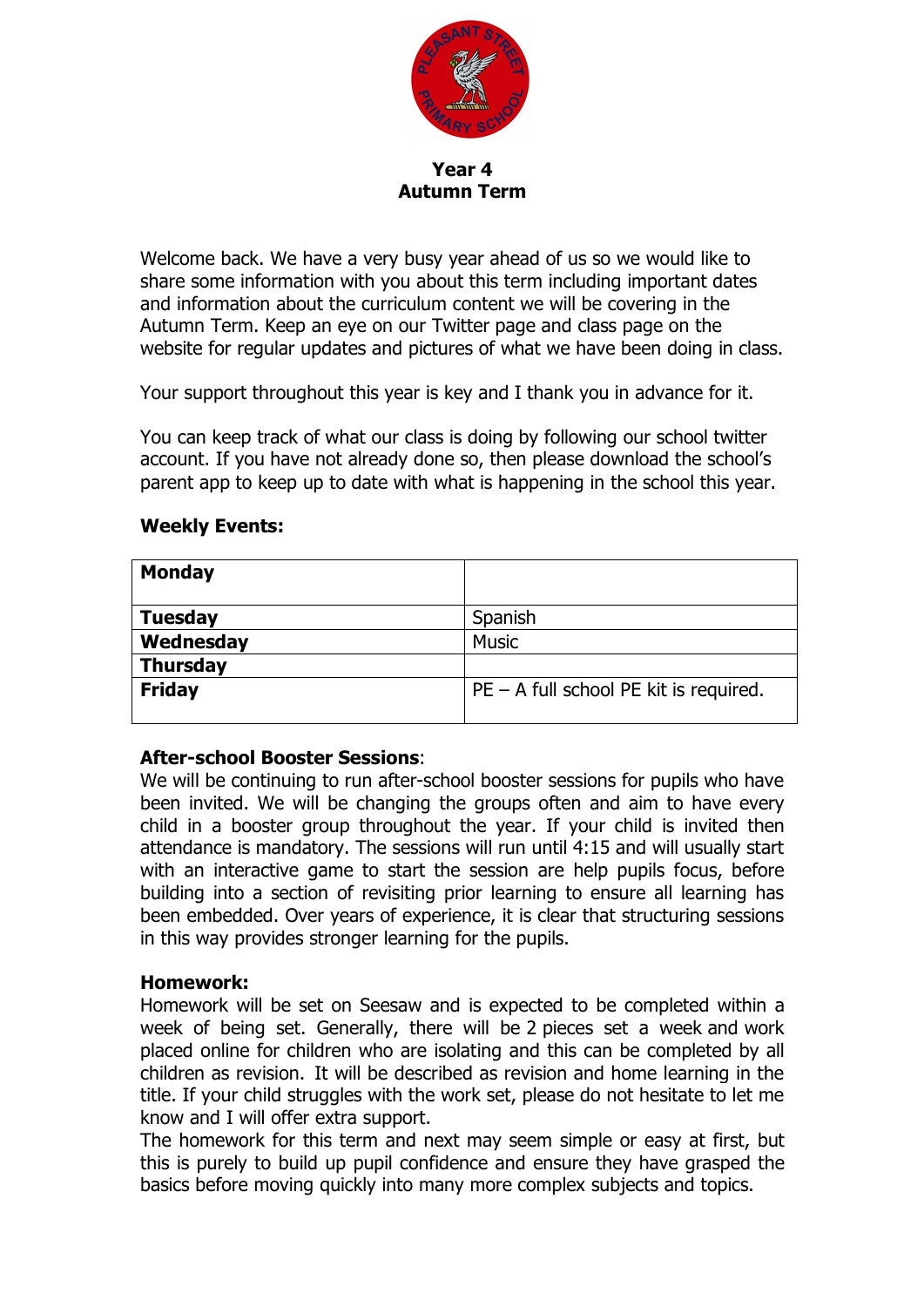**Year 4**
**Autumn Term**

Welcome back. We have a very busy year ahead of us so we would like to share some information with you about this term including important dates and information about the curriculum content we will be covering in the Autumn Term. Keep an eye on our Twitter page and class page on the website for regular updates and pictures of what we have been doing in class.

Your support throughout this year is key and I thank you in advance for it.

You can keep track of what our class is doing by following our school twitter account. If you have not already done so, then please download the school's parent app to keep up to date with what is happening in the school this year.

**Weekly Events:**

| | |
|---|---|
| **Monday** | |
| **Tuesday** | Spanish |
| **Wednesday** | Music |
| **Thursday** | |
| **Friday** | PE – A full school PE kit is required. |

**After-school Booster Sessions**:
We will be continuing to run after-school booster sessions for pupils who have been invited. We will be changing the groups often and aim to have every child in a booster group throughout the year. If your child is invited then attendance is mandatory. The sessions will run until 4:15 and will usually start with an interactive game to start the session are help pupils focus, before building into a section of revisiting prior learning to ensure all learning has been embedded. Over years of experience, it is clear that structuring sessions in this way provides stronger learning for the pupils.

**Homework:**
Homework will be set on Seesaw and is expected to be completed within a week of being set. Generally, there will be 2 pieces set a week and work placed online for children who are isolating and this can be completed by all children as revision. It will be described as revision and home learning in the title. If your child struggles with the work set, please do not hesitate to let me know and I will offer extra support.
The homework for this term and next may seem simple or easy at first, but this is purely to build up pupil confidence and ensure they have grasped the basics before moving quickly into many more complex subjects and topics.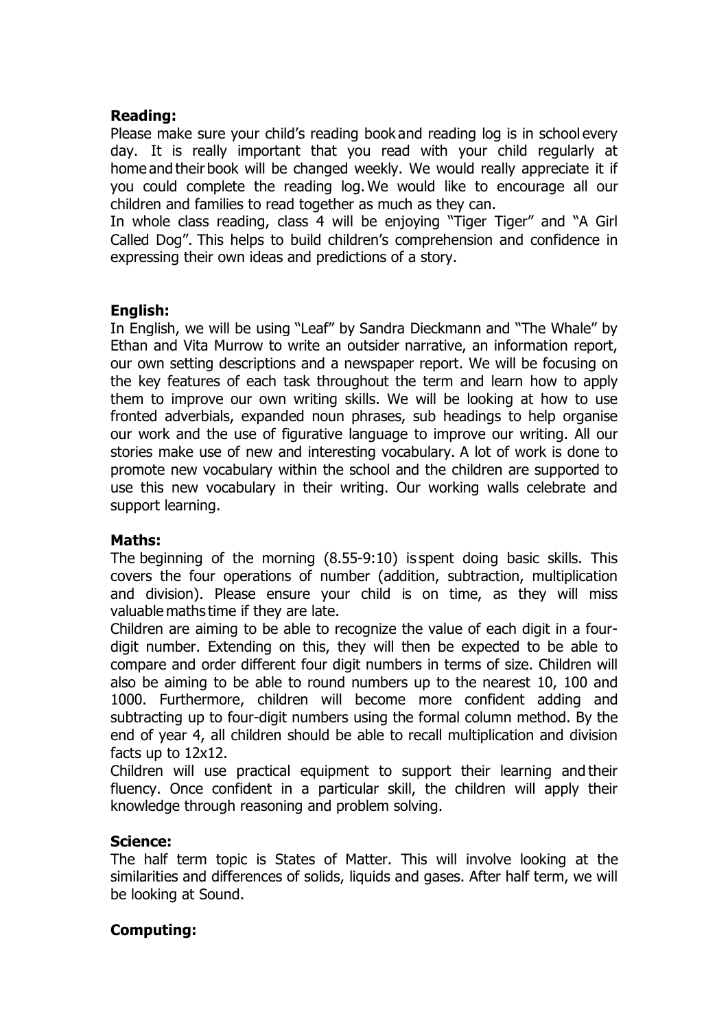**Reading:**

Please make sure your child's reading book and reading log is in school every day. It is really important that you read with your child regularly at home and their book will be changed weekly. We would really appreciate it if you could complete the reading log. We would like to encourage all our children and families to read together as much as they can.

In whole class reading, class 4 will be enjoying "Tiger Tiger" and "A Girl Called Dog". This helps to build children's comprehension and confidence in expressing their own ideas and predictions of a story.

**English:**

In English, we will be using "Leaf" by Sandra Dieckmann and "The Whale" by Ethan and Vita Murrow to write an outsider narrative, an information report, our own setting descriptions and a newspaper report. We will be focusing on the key features of each task throughout the term and learn how to apply them to improve our own writing skills. We will be looking at how to use fronted adverbials, expanded noun phrases, sub headings to help organise our work and the use of figurative language to improve our writing. All our stories make use of new and interesting vocabulary. A lot of work is done to promote new vocabulary within the school and the children are supported to use this new vocabulary in their writing. Our working walls celebrate and support learning.

**Maths:**

The beginning of the morning (8.55-9:10) is spent doing basic skills. This covers the four operations of number (addition, subtraction, multiplication and division). Please ensure your child is on time, as they will miss valuable maths time if they are late.

Children are aiming to be able to recognize the value of each digit in a four-digit number. Extending on this, they will then be expected to be able to compare and order different four digit numbers in terms of size. Children will also be aiming to be able to round numbers up to the nearest 10, 100 and 1000. Furthermore, children will become more confident adding and subtracting up to four-digit numbers using the formal column method. By the end of year 4, all children should be able to recall multiplication and division facts up to 12x12.

Children will use practical equipment to support their learning and their fluency. Once confident in a particular skill, the children will apply their knowledge through reasoning and problem solving.

**Science:**

The half term topic is States of Matter. This will involve looking at the similarities and differences of solids, liquids and gases. After half term, we will be looking at Sound.

**Computing:**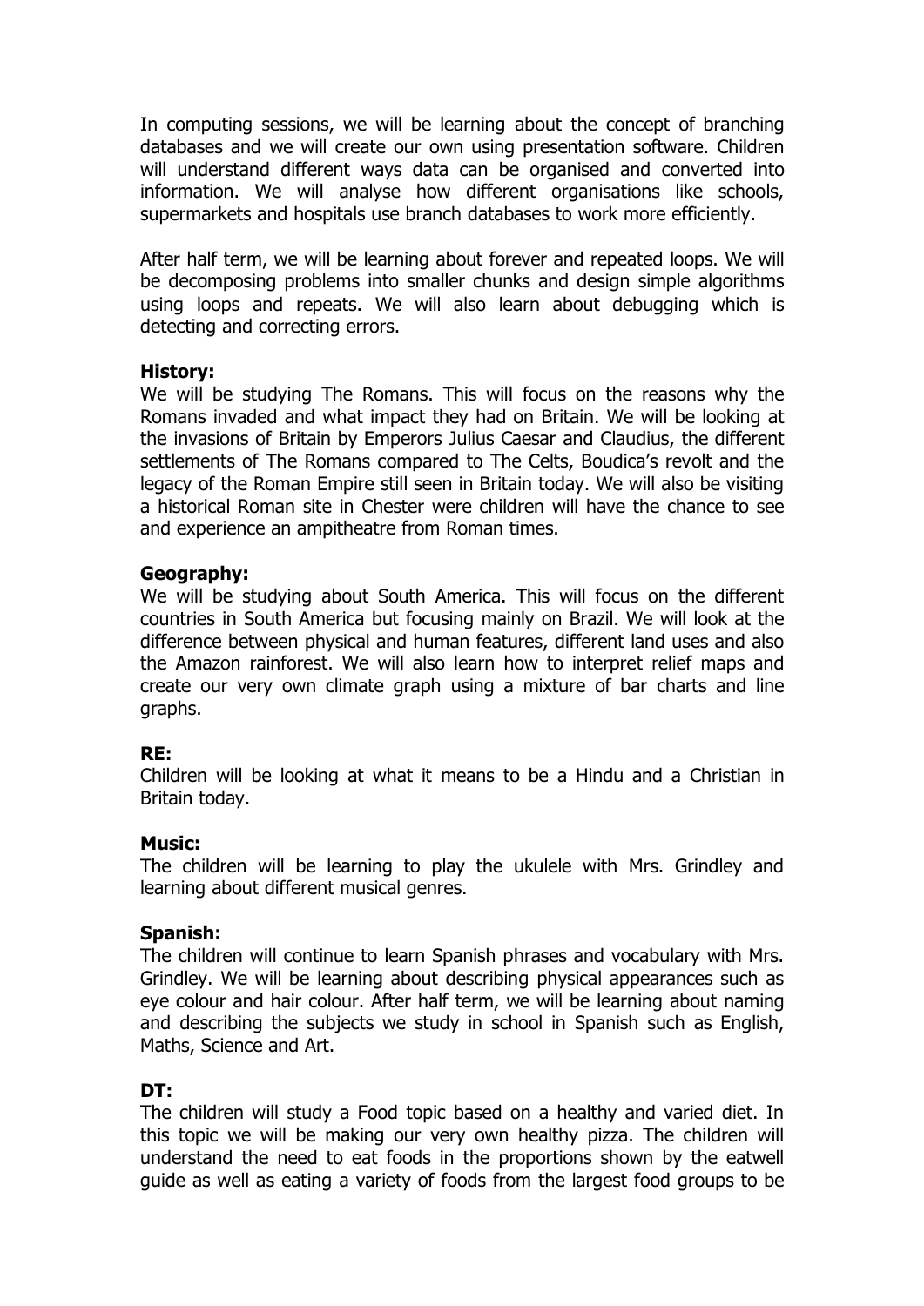In computing sessions, we will be learning about the concept of branching databases and we will create our own using presentation software. Children will understand different ways data can be organised and converted into information. We will analyse how different organisations like schools, supermarkets and hospitals use branch databases to work more efficiently.

After half term, we will be learning about forever and repeated loops. We will be decomposing problems into smaller chunks and design simple algorithms using loops and repeats. We will also learn about debugging which is detecting and correcting errors.

**History:**
We will be studying The Romans. This will focus on the reasons why the Romans invaded and what impact they had on Britain. We will be looking at the invasions of Britain by Emperors Julius Caesar and Claudius, the different settlements of The Romans compared to The Celts, Boudica's revolt and the legacy of the Roman Empire still seen in Britain today. We will also be visiting a historical Roman site in Chester were children will have the chance to see and experience an ampitheatre from Roman times.

**Geography:**
We will be studying about South America. This will focus on the different countries in South America but focusing mainly on Brazil. We will look at the difference between physical and human features, different land uses and also the Amazon rainforest. We will also learn how to interpret relief maps and create our very own climate graph using a mixture of bar charts and line graphs.

**RE:**
Children will be looking at what it means to be a Hindu and a Christian in Britain today.

**Music:**
The children will be learning to play the ukulele with Mrs. Grindley and learning about different musical genres.

**Spanish:**
The children will continue to learn Spanish phrases and vocabulary with Mrs. Grindley. We will be learning about describing physical appearances such as eye colour and hair colour. After half term, we will be learning about naming and describing the subjects we study in school in Spanish such as English, Maths, Science and Art.

**DT:**
The children will study a Food topic based on a healthy and varied diet. In this topic we will be making our very own healthy pizza. The children will understand the need to eat foods in the proportions shown by the eatwell guide as well as eating a variety of foods from the largest food groups to be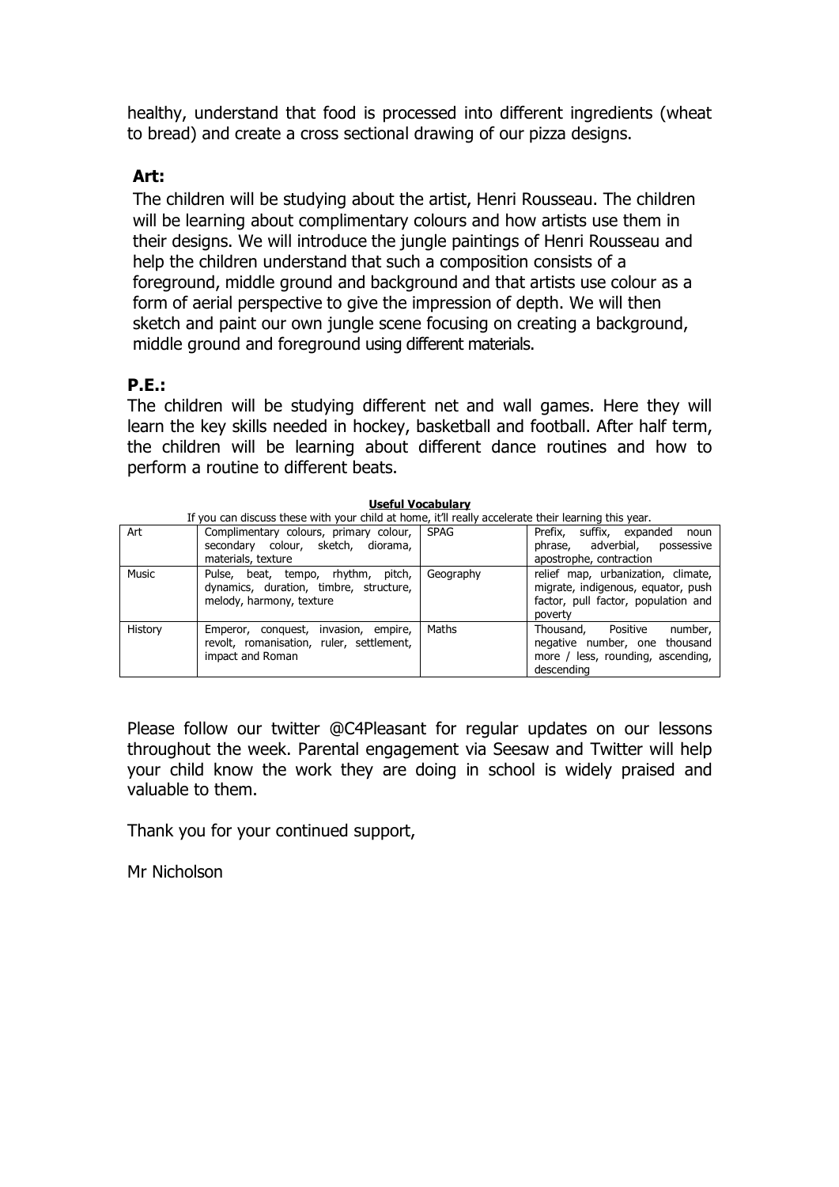healthy, understand that food is processed into different ingredients (wheat to bread) and create a cross sectional drawing of our pizza designs.

**Art:**

The children will be studying about the artist, Henri Rousseau. The children will be learning about complimentary colours and how artists use them in their designs. We will introduce the jungle paintings of Henri Rousseau and help the children understand that such a composition consists of a foreground, middle ground and background and that artists use colour as a form of aerial perspective to give the impression of depth. We will then sketch and paint our own jungle scene focusing on creating a background, middle ground and foreground using different materials.

**P.E.:**

The children will be studying different net and wall games. Here they will learn the key skills needed in hockey, basketball and football. After half term, the children will be learning about different dance routines and how to perform a routine to different beats.

**Useful Vocabulary**

If you can discuss these with your child at home, it'll really accelerate their learning this year.

| | | | |
|---|---|---|---|
| Art | Complimentary colours, primary colour, secondary colour, sketch, diorama, materials, texture | SPAG | Prefix, suffix, expanded noun phrase, adverbial, possessive apostrophe, contraction |
| Music | Pulse, beat, tempo, rhythm, pitch, dynamics, duration, timbre, structure, melody, harmony, texture | Geography | relief map, urbanization, climate, migrate, indigenous, equator, push factor, pull factor, population and poverty |
| History | Emperor, conquest, invasion, empire, revolt, romanisation, ruler, settlement, impact and Roman | Maths | Thousand, Positive number, negative number, one thousand more / less, rounding, ascending, descending |

Please follow our twitter @C4Pleasant for regular updates on our lessons throughout the week. Parental engagement via Seesaw and Twitter will help your child know the work they are doing in school is widely praised and valuable to them.

Thank you for your continued support,

Mr Nicholson